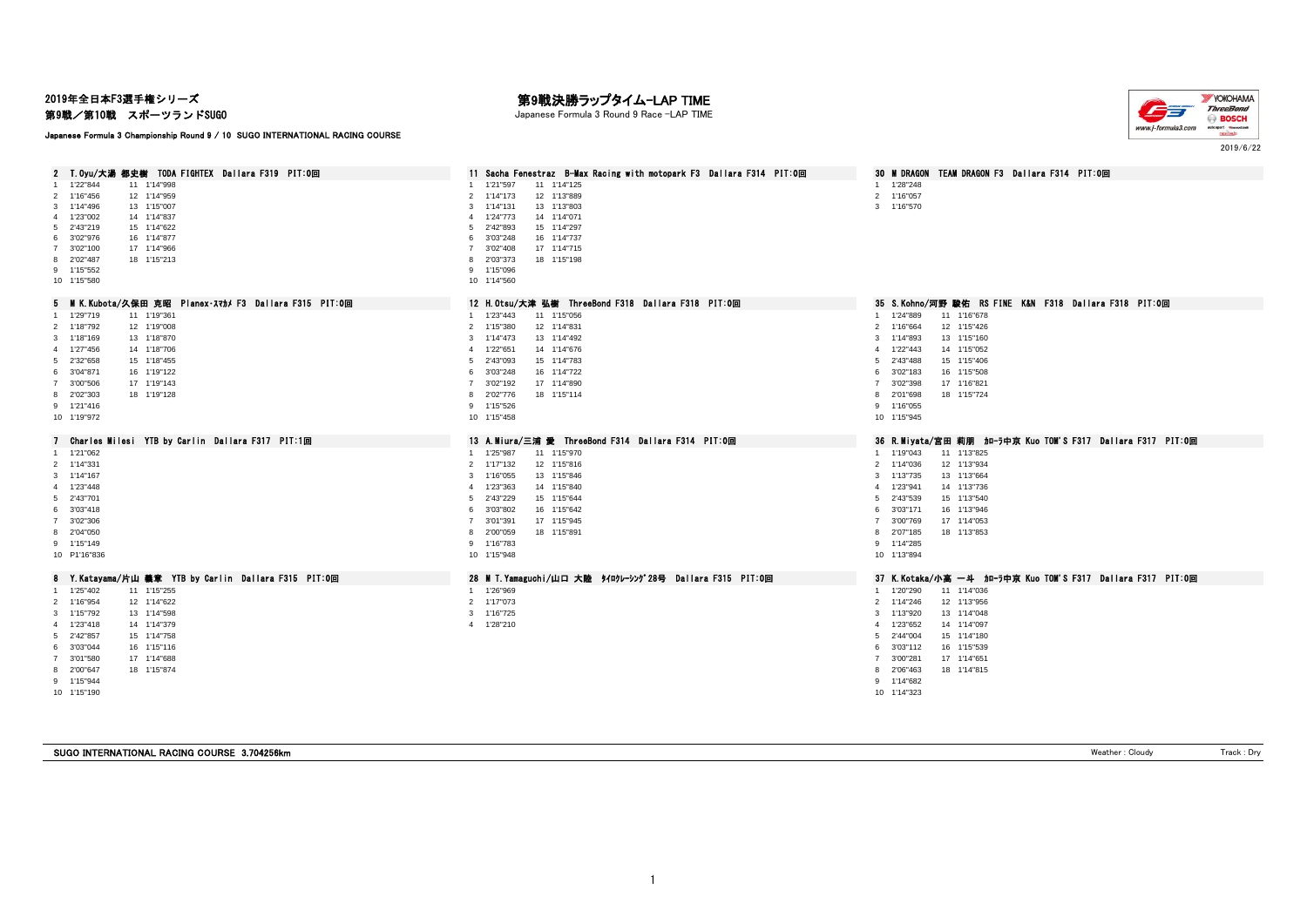# 2019年全日本F3選手権シリーズ
## 第9戦／第10戦　スポーツランドSUGO

Japanese Formula 3 Championship Round 9 / 10 SUGO INTERNATIONAL RACING COURSE

# 第9戦決勝ラップタイム-LAP TIME

Japanese Formula 3 Round 9 Race -LAP TIME

2019/6/22

### 2 T.Oyu/大湯 都史樹 TODA FIGHTEX Dallara F319 PIT:0回

| Lap | Time | Lap | Time |
|---|---|---|---|
| 1 | 1'22"844 | 11 | 1'14"998 |
| 2 | 1'16"456 | 12 | 1'14"959 |
| 3 | 1'14"496 | 13 | 1'15"007 |
| 4 | 1'23"002 | 14 | 1'14"837 |
| 5 | 2'43"219 | 15 | 1'14"622 |
| 6 | 3'02"976 | 16 | 1'14"877 |
| 7 | 3'02"100 | 17 | 1'14"966 |
| 8 | 2'02"487 | 18 | 1'15"213 |
| 9 | 1'15"552 | | |
| 10 | 1'15"580 | | |

### 11 Sacha Fenestraz B-Max Racing with motopark F3 Dallara F314 PIT:0回

| Lap | Time | Lap | Time |
|---|---|---|---|
| 1 | 1'21"597 | 11 | 1'14"125 |
| 2 | 1'14"173 | 12 | 1'13"889 |
| 3 | 1'14"131 | 13 | 1'13"803 |
| 4 | 1'24"773 | 14 | 1'14"071 |
| 5 | 2'42"893 | 15 | 1'14"297 |
| 6 | 3'03"248 | 16 | 1'14"737 |
| 7 | 3'02"408 | 17 | 1'14"715 |
| 8 | 2'03"373 | 18 | 1'15"198 |
| 9 | 1'15"096 | | |
| 10 | 1'14"560 | | |

### 30 M DRAGON TEAM DRAGON F3 Dallara F314 PIT:0回

| Lap | Time |
|---|---|
| 1 | 1'28"248 |
| 2 | 1'16"057 |
| 3 | 1'16"570 |

### 5 M K.Kubota/久保田 克昭 Planex・ｽﾏｶﾒ F3 Dallara F315 PIT:0回

| Lap | Time | Lap | Time |
|---|---|---|---|
| 1 | 1'29"719 | 11 | 1'19"361 |
| 2 | 1'18"792 | 12 | 1'19"008 |
| 3 | 1'18"169 | 13 | 1'18"870 |
| 4 | 1'27"456 | 14 | 1'18"706 |
| 5 | 2'32"658 | 15 | 1'18"455 |
| 6 | 3'04"871 | 16 | 1'19"122 |
| 7 | 3'00"506 | 17 | 1'19"143 |
| 8 | 2'02"303 | 18 | 1'19"128 |
| 9 | 1'21"416 | | |
| 10 | 1'19"972 | | |

### 12 H.Otsu/大津 弘樹 ThreeBond F318 Dallara F318 PIT:0回

| Lap | Time | Lap | Time |
|---|---|---|---|
| 1 | 1'23"443 | 11 | 1'15"056 |
| 2 | 1'15"380 | 12 | 1'14"831 |
| 3 | 1'14"473 | 13 | 1'14"492 |
| 4 | 1'22"651 | 14 | 1'14"676 |
| 5 | 2'43"093 | 15 | 1'14"783 |
| 6 | 3'03"248 | 16 | 1'14"722 |
| 7 | 3'02"192 | 17 | 1'14"890 |
| 8 | 2'02"776 | 18 | 1'15"114 |
| 9 | 1'15"526 | | |
| 10 | 1'15"458 | | |

### 35 S.Kohno/河野 駿佑 RS FINE K&N F318 Dallara F318 PIT:0回

| Lap | Time | Lap | Time |
|---|---|---|---|
| 1 | 1'24"889 | 11 | 1'16"678 |
| 2 | 1'16"664 | 12 | 1'15"426 |
| 3 | 1'14"893 | 13 | 1'15"160 |
| 4 | 1'22"443 | 14 | 1'15"052 |
| 5 | 2'43"488 | 15 | 1'15"406 |
| 6 | 3'02"183 | 16 | 1'15"508 |
| 7 | 3'02"398 | 17 | 1'16"821 |
| 8 | 2'01"698 | 18 | 1'15"724 |
| 9 | 1'16"055 | | |
| 10 | 1'15"945 | | |

### 7 Charles Milesi YTB by Carlin Dallara F317 PIT:1回

| Lap | Time |
|---|---|
| 1 | 1'21"062 |
| 2 | 1'14"331 |
| 3 | 1'14"167 |
| 4 | 1'23"448 |
| 5 | 2'43"701 |
| 6 | 3'03"418 |
| 7 | 3'02"306 |
| 8 | 2'04"050 |
| 9 | 1'15"149 |
| 10 | P1'16"836 |

### 13 A.Miura/三浦 愛 ThreeBond F314 Dallara F314 PIT:0回

| Lap | Time | Lap | Time |
|---|---|---|---|
| 1 | 1'25"987 | 11 | 1'15"970 |
| 2 | 1'17"132 | 12 | 1'15"816 |
| 3 | 1'16"055 | 13 | 1'15"846 |
| 4 | 1'23"363 | 14 | 1'15"840 |
| 5 | 2'43"229 | 15 | 1'15"644 |
| 6 | 3'03"802 | 16 | 1'15"642 |
| 7 | 3'01"391 | 17 | 1'15"945 |
| 8 | 2'00"059 | 18 | 1'15"891 |
| 9 | 1'16"783 | | |
| 10 | 1'15"948 | | |

### 36 R.Miyata/宮田 莉朋 カローラ中京 Kuo TOM'S F317 Dallara F317 PIT:0回

| Lap | Time | Lap | Time |
|---|---|---|---|
| 1 | 1'19"043 | 11 | 1'13"825 |
| 2 | 1'14"036 | 12 | 1'13"934 |
| 3 | 1'13"735 | 13 | 1'13"664 |
| 4 | 1'23"941 | 14 | 1'13"736 |
| 5 | 2'43"539 | 15 | 1'13"540 |
| 6 | 3'03"171 | 16 | 1'13"946 |
| 7 | 3'00"769 | 17 | 1'14"053 |
| 8 | 2'07"185 | 18 | 1'13"853 |
| 9 | 1'14"285 | | |
| 10 | 1'13"894 | | |

### 8 Y.Katayama/片山 義章 YTB by Carlin Dallara F315 PIT:0回

| Lap | Time | Lap | Time |
|---|---|---|---|
| 1 | 1'25"402 | 11 | 1'15"255 |
| 2 | 1'16"954 | 12 | 1'14"622 |
| 3 | 1'15"792 | 13 | 1'14"598 |
| 4 | 1'23"418 | 14 | 1'14"379 |
| 5 | 2'42"857 | 15 | 1'14"758 |
| 6 | 3'03"044 | 16 | 1'15"116 |
| 7 | 3'01"580 | 17 | 1'14"688 |
| 8 | 2'00"647 | 18 | 1'15"874 |
| 9 | 1'15"944 | | |
| 10 | 1'15"190 | | |

### 28 M T.Yamaguchi/山口 大陸 ﾀｲﾛｸﾚｰｼﾝｸﾞ28号 Dallara F315 PIT:0回

| Lap | Time |
|---|---|
| 1 | 1'26"969 |
| 2 | 1'17"073 |
| 3 | 1'16"725 |
| 4 | 1'28"210 |

### 37 K.Kotaka/小高 一斗 カローラ中京 Kuo TOM'S F317 Dallara F317 PIT:0回

| Lap | Time | Lap | Time |
|---|---|---|---|
| 1 | 1'20"290 | 11 | 1'14"036 |
| 2 | 1'14"246 | 12 | 1'13"956 |
| 3 | 1'13"920 | 13 | 1'14"048 |
| 4 | 1'23"652 | 14 | 1'14"097 |
| 5 | 2'44"004 | 15 | 1'14"180 |
| 6 | 3'03"112 | 16 | 1'15"539 |
| 7 | 3'00"281 | 17 | 1'14"651 |
| 8 | 2'06"463 | 18 | 1'14"815 |
| 9 | 1'14"682 | | |
| 10 | 1'14"323 | | |

SUGO INTERNATIONAL RACING COURSE 3.704256km　　Weather : Cloudy　　Track : Dry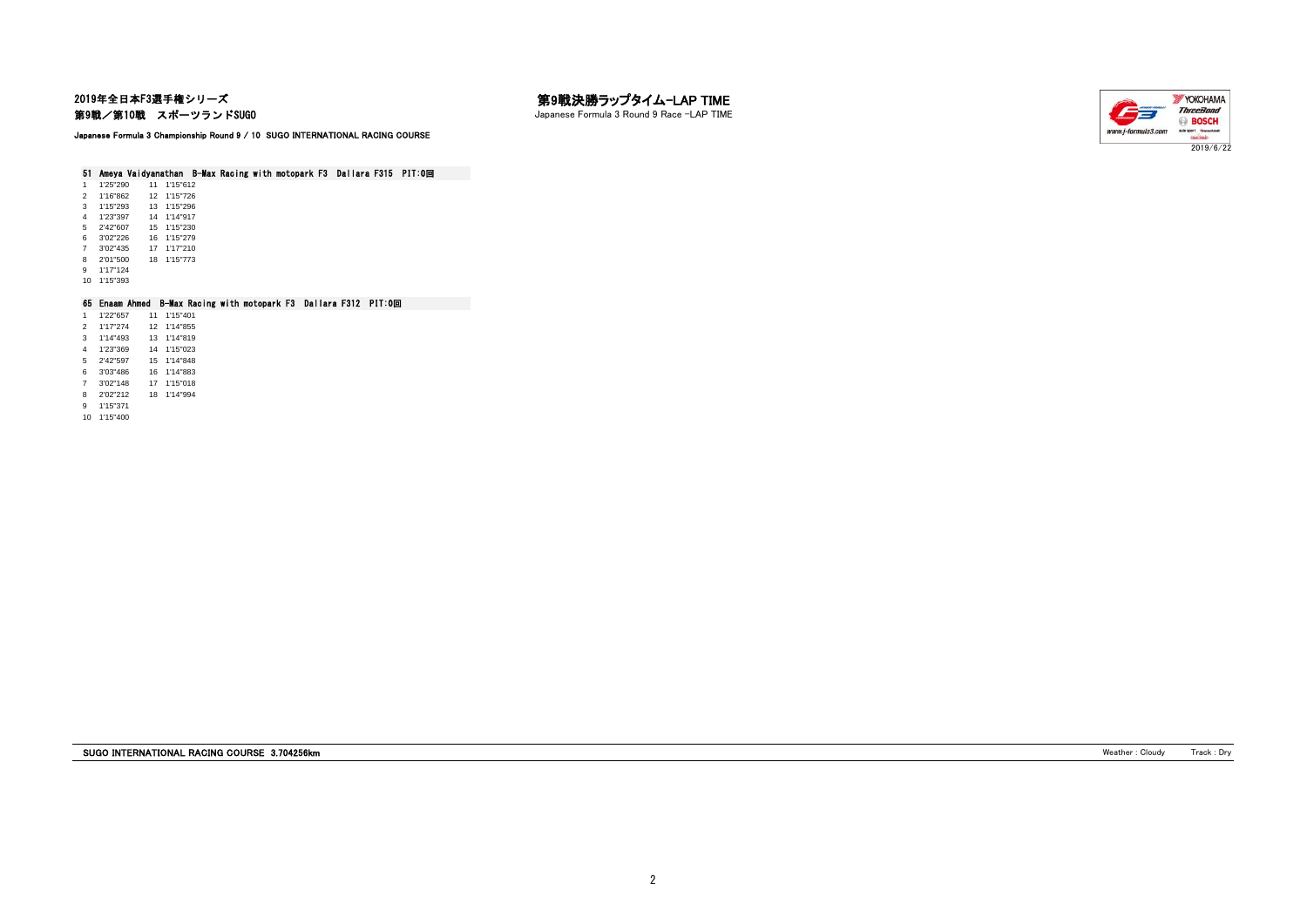2019年全日本F3選手権シリーズ
第9戦／第10戦　スポーツランドSUGO

Japanese Formula 3 Championship Round 9 / 10  SUGO INTERNATIONAL RACING COURSE

# 第9戦決勝ラップタイム-LAP TIME

Japanese Formula 3 Round 9 Race -LAP TIME

2019/6/22

**51  Ameya Vaidyanathan  B-Max Racing with motopark F3  Dallara F315  PIT:0回**

| | | | |
|---|---|---|---|
| 1 | 1'25"290 | 11 | 1'15"612 |
| 2 | 1'16"862 | 12 | 1'15"726 |
| 3 | 1'15"293 | 13 | 1'15"296 |
| 4 | 1'23"397 | 14 | 1'14"917 |
| 5 | 2'42"607 | 15 | 1'15"230 |
| 6 | 3'02"226 | 16 | 1'15"279 |
| 7 | 3'02"435 | 17 | 1'17"210 |
| 8 | 2'01"500 | 18 | 1'15"773 |
| 9 | 1'17"124 | | |
| 10 | 1'15"393 | | |

**65  Enaam Ahmed  B-Max Racing with motopark F3  Dallara F312  PIT:0回**

| | | | |
|---|---|---|---|
| 1 | 1'22"657 | 11 | 1'15"401 |
| 2 | 1'17"274 | 12 | 1'14"855 |
| 3 | 1'14"493 | 13 | 1'14"819 |
| 4 | 1'23"369 | 14 | 1'15"023 |
| 5 | 2'42"597 | 15 | 1'14"848 |
| 6 | 3'03"486 | 16 | 1'14"883 |
| 7 | 3'02"148 | 17 | 1'15"018 |
| 8 | 2'02"212 | 18 | 1'14"994 |
| 9 | 1'15"371 | | |
| 10 | 1'15"400 | | |

SUGO INTERNATIONAL RACING COURSE  3.704256km

Weather : Cloudy　　Track : Dry